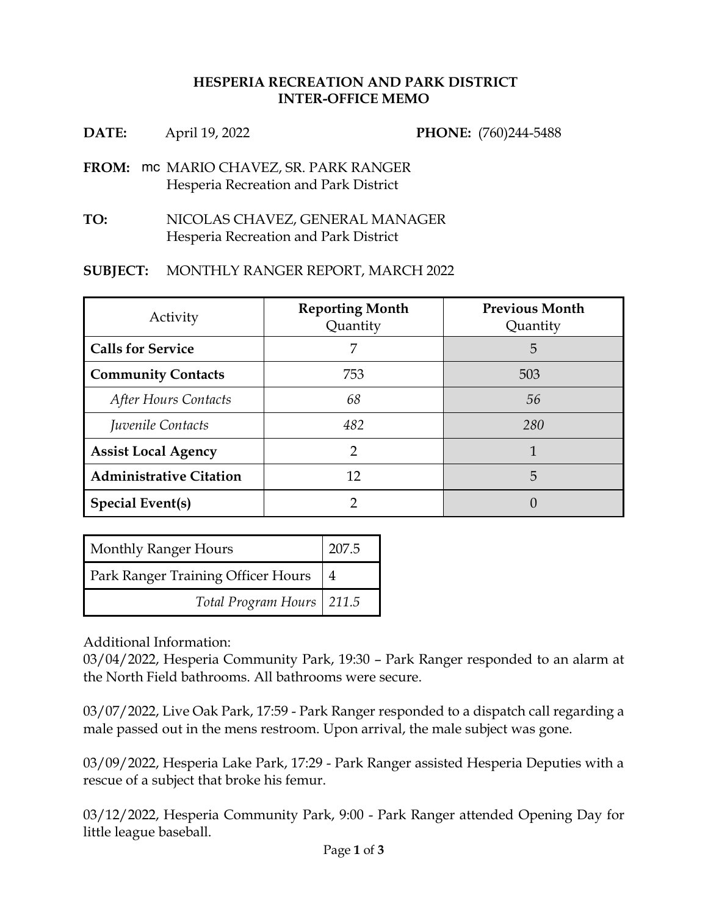**HESPERIA RECREATION AND PARK DISTRICT**
**INTER-OFFICE MEMO**

**DATE:** April 19, 2022 **PHONE:** (760)244-5488

**FROM:** mc MARIO CHAVEZ, SR. PARK RANGER
Hesperia Recreation and Park District

**TO:** NICOLAS CHAVEZ, GENERAL MANAGER
Hesperia Recreation and Park District

**SUBJECT:** MONTHLY RANGER REPORT, MARCH 2022

| Activity | **Reporting Month** Quantity | **Previous Month** Quantity |
|---|---|---|
| **Calls for Service** | 7 | 5 |
| **Community Contacts** | 753 | 503 |
| *After Hours Contacts* | *68* | *56* |
| *Juvenile Contacts* | *482* | *280* |
| **Assist Local Agency** | 2 | 1 |
| **Administrative Citation** | 12 | 5 |
| **Special Event(s)** | 2 | 0 |

| Monthly Ranger Hours | 207.5 |
|---|---|
| Park Ranger Training Officer Hours | 4 |
| *Total Program Hours* | *211.5* |

Additional Information:
03/04/2022, Hesperia Community Park, 19:30 – Park Ranger responded to an alarm at the North Field bathrooms. All bathrooms were secure.

03/07/2022, Live Oak Park, 17:59 - Park Ranger responded to a dispatch call regarding a male passed out in the mens restroom. Upon arrival, the male subject was gone.

03/09/2022, Hesperia Lake Park, 17:29 - Park Ranger assisted Hesperia Deputies with a rescue of a subject that broke his femur.

03/12/2022, Hesperia Community Park, 9:00 - Park Ranger attended Opening Day for little league baseball.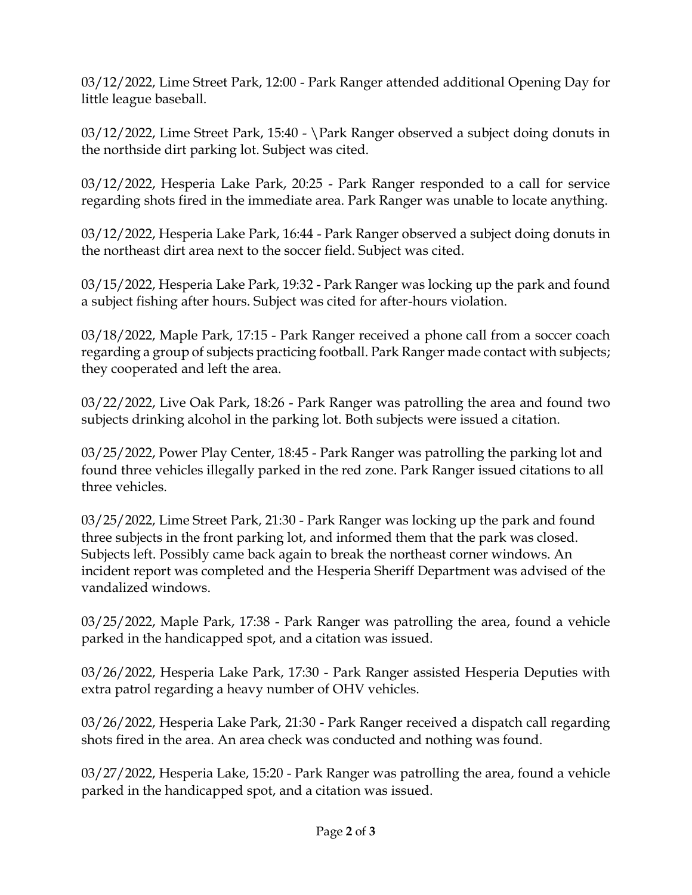03/12/2022, Lime Street Park, 12:00 - Park Ranger attended additional Opening Day for little league baseball.

03/12/2022, Lime Street Park, 15:40 - \Park Ranger observed a subject doing donuts in the northside dirt parking lot. Subject was cited.

03/12/2022, Hesperia Lake Park, 20:25 - Park Ranger responded to a call for service regarding shots fired in the immediate area. Park Ranger was unable to locate anything.

03/12/2022, Hesperia Lake Park, 16:44 - Park Ranger observed a subject doing donuts in the northeast dirt area next to the soccer field. Subject was cited.

03/15/2022, Hesperia Lake Park, 19:32 - Park Ranger was locking up the park and found a subject fishing after hours. Subject was cited for after-hours violation.

03/18/2022, Maple Park, 17:15 - Park Ranger received a phone call from a soccer coach regarding a group of subjects practicing football. Park Ranger made contact with subjects; they cooperated and left the area.

03/22/2022, Live Oak Park, 18:26 - Park Ranger was patrolling the area and found two subjects drinking alcohol in the parking lot. Both subjects were issued a citation.

03/25/2022, Power Play Center, 18:45 - Park Ranger was patrolling the parking lot and found three vehicles illegally parked in the red zone. Park Ranger issued citations to all three vehicles.

03/25/2022, Lime Street Park, 21:30 - Park Ranger was locking up the park and found three subjects in the front parking lot, and informed them that the park was closed. Subjects left. Possibly came back again to break the northeast corner windows. An incident report was completed and the Hesperia Sheriff Department was advised of the vandalized windows.

03/25/2022, Maple Park, 17:38 - Park Ranger was patrolling the area, found a vehicle parked in the handicapped spot, and a citation was issued.

03/26/2022, Hesperia Lake Park, 17:30 - Park Ranger assisted Hesperia Deputies with extra patrol regarding a heavy number of OHV vehicles.

03/26/2022, Hesperia Lake Park, 21:30 - Park Ranger received a dispatch call regarding shots fired in the area. An area check was conducted and nothing was found.

03/27/2022, Hesperia Lake, 15:20 - Park Ranger was patrolling the area, found a vehicle parked in the handicapped spot, and a citation was issued.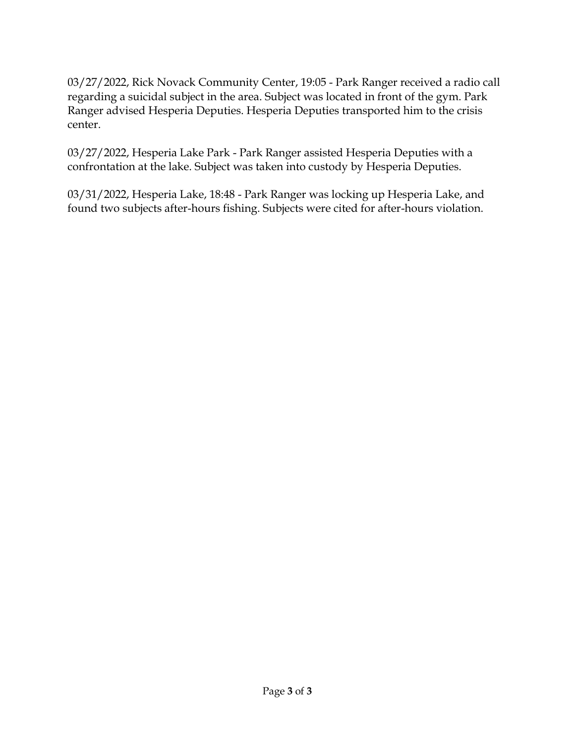03/27/2022, Rick Novack Community Center, 19:05 - Park Ranger received a radio call regarding a suicidal subject in the area. Subject was located in front of the gym. Park Ranger advised Hesperia Deputies. Hesperia Deputies transported him to the crisis center.

03/27/2022, Hesperia Lake Park - Park Ranger assisted Hesperia Deputies with a confrontation at the lake. Subject was taken into custody by Hesperia Deputies.

03/31/2022, Hesperia Lake, 18:48 - Park Ranger was locking up Hesperia Lake, and found two subjects after-hours fishing. Subjects were cited for after-hours violation.